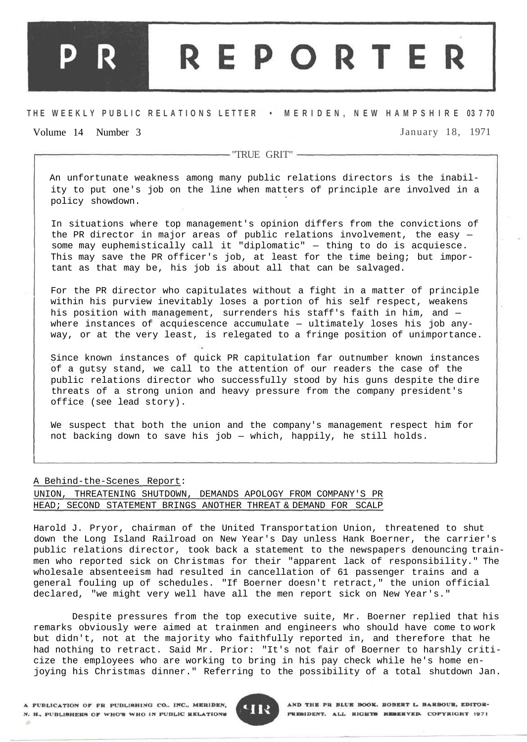# PR REPORTER

**THE WEEKLY PUBLIC RELATIONS LETTER • MERIDEN, NEW HAMPSHIRE 03770**

Volume 14 Number 3 January 18, 1971

## "TRUE GRIT"

An unfortunate weakness among many public relations directors is the inability to put one's job on the line when matters of principle are involved in a policy showdown.

In situations where top management's opinion differs from the convictions of the PR director in major areas of public relations involvement, the easy — some may euphemistically call it "diplomatic" — thing to do is acquiesce. This may save the PR officer's job, at least for the time being; but important as that may be, his job is about all that can be salvaged.

For the PR director who capitulates without a fight in a matter of principle within his purview inevitably loses a portion of his self respect, weakens his position with management, surrenders his staff's faith in him, and — where instances of acquiescence accumulate — ultimately loses his job anyway, or at the very least, is relegated to a fringe position of unimportance.

Since known instances of quick PR capitulation far outnumber known instances of a gutsy stand, we call to the attention of our readers the case of the public relations director who successfully stood by his guns despite the dire threats of a strong union and heavy pressure from the company president's office (see lead story).

We suspect that both the union and the company's management respect him for not backing down to save his job — which, happily, he still holds.

A Behind-the-Scenes Report:

## UNION, THREATENING SHUTDOWN, DEMANDS APOLOGY FROM COMPANY'S PR HEAD; SECOND STATEMENT BRINGS ANOTHER THREAT & DEMAND FOR SCALP

Harold J. Pryor, chairman of the United Transportation Union, threatened to shut down the Long Island Railroad on New Year's Day unless Hank Boerner, the carrier's public relations director, took back a statement to the newspapers denouncing trainmen who reported sick on Christmas for their "apparent lack of responsibility." The wholesale absenteeism had resulted in cancellation of 61 passenger trains and a general fouling up of schedules. "If Boerner doesn't retract," the union official declared, "we might very well have all the men report sick on New Year's."

Despite pressures from the top executive suite, Mr. Boerner replied that his remarks obviously were aimed at trainmen and engineers who should have come to work but didn't, not at the majority who faithfully reported in, and therefore that he had nothing to retract. Said Mr. Prior: "It's not fair of Boerner to harshly criticize the employees who are working to bring in his pay check while he's home enjoying his Christmas dinner." Referring to the possibility of a total shutdown Jan.

A PUBLICATION OF PR PUBLISHING CO., INC., MERIDEN, N. H., PUBLISHERS OF WHO'S WHO IN PUBLIC RELATIONS AND THE PR BLUE BOOK. ROBERT L. BARBOUR, EDITOR-PRESIDENT. ALL RIGHTS RESERVED. COPYRIGHT 1971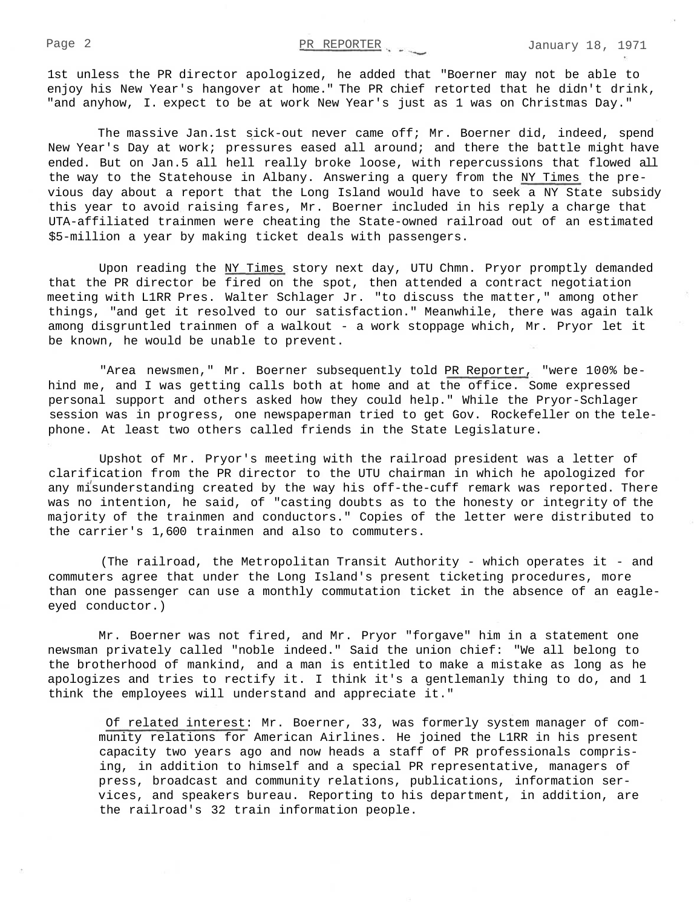1st unless the PR director apologized, he added that "Boerner may not be able to enjoy his New Year's hangover at home." The PR chief retorted that he didn't drink, "and anyhow, I. expect to be at work New Year's just as 1 was on Christmas Day."

The massive Jan.1st sick-out never came off; Mr. Boerner did, indeed, spend New Year's Day at work; pressures eased all around; and there the battle might have ended. But on Jan.5 all hell really broke loose, with repercussions that flowed all the way to the Statehouse in Albany. Answering a query from the NY Times the previous day about a report that the Long Island would have to seek a NY State subsidy this year to avoid raising fares, Mr. Boerner included in his reply a charge that UTA-affiliated trainmen were cheating the State-owned railroad out of an estimated $5-million a year by making ticket deals with passengers.

Upon reading the NY Times story next day, UTU Chmn. Pryor promptly demanded that the PR director be fired on the spot, then attended a contract negotiation meeting with L1RR Pres. Walter Schlager Jr. "to discuss the matter," among other things, "and get it resolved to our satisfaction." Meanwhile, there was again talk among disgruntled trainmen of a walkout - a work stoppage which, Mr. Pryor let it be known, he would be unable to prevent.

"Area newsmen," Mr. Boerner subsequently told PR Reporter, "were 100% behind me, and I was getting calls both at home and at the office. Some expressed personal support and others asked how they could help." While the Pryor-Schlager session was in progress, one newspaperman tried to get Gov. Rockefeller on the telephone. At least two others called friends in the State Legislature.

Upshot of Mr. Pryor's meeting with the railroad president was a letter of clarification from the PR director to the UTU chairman in which he apologized for any misunderstanding created by the way his off-the-cuff remark was reported. There was no intention, he said, of "casting doubts as to the honesty or integrity of the majority of the trainmen and conductors." Copies of the letter were distributed to the carrier's 1,600 trainmen and also to commuters.

(The railroad, the Metropolitan Transit Authority - which operates it - and commuters agree that under the Long Island's present ticketing procedures, more than one passenger can use a monthly commutation ticket in the absence of an eagle-eyed conductor.)

Mr. Boerner was not fired, and Mr. Pryor "forgave" him in a statement one newsman privately called "noble indeed." Said the union chief: "We all belong to the brotherhood of mankind, and a man is entitled to make a mistake as long as he apologizes and tries to rectify it. I think it's a gentlemanly thing to do, and 1 think the employees will understand and appreciate it."

Of related interest: Mr. Boerner, 33, was formerly system manager of community relations for American Airlines. He joined the L1RR in his present capacity two years ago and now heads a staff of PR professionals comprising, in addition to himself and a special PR representative, managers of press, broadcast and community relations, publications, information services, and speakers bureau. Reporting to his department, in addition, are the railroad's 32 train information people.